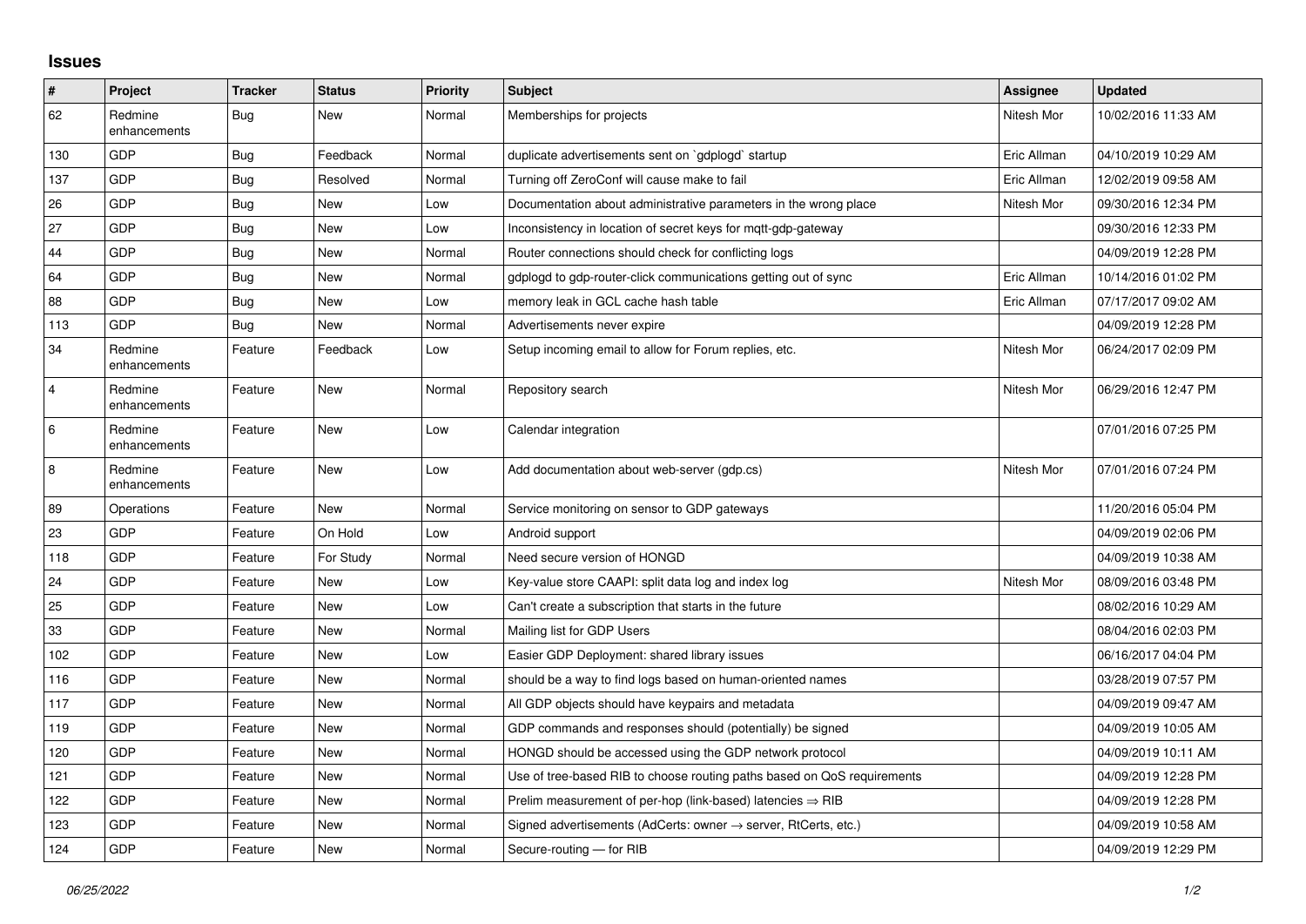## Issues

| # | Project | Tracker | Status | Priority | Subject | Assignee | Updated |
|---|---|---|---|---|---|---|---|
| 62 | Redmine enhancements | Bug | New | Normal | Memberships for projects | Nitesh Mor | 10/02/2016 11:33 AM |
| 130 | GDP | Bug | Feedback | Normal | duplicate advertisements sent on `gdplogd` startup | Eric Allman | 04/10/2019 10:29 AM |
| 137 | GDP | Bug | Resolved | Normal | Turning off ZeroConf will cause make to fail | Eric Allman | 12/02/2019 09:58 AM |
| 26 | GDP | Bug | New | Low | Documentation about administrative parameters in the wrong place | Nitesh Mor | 09/30/2016 12:34 PM |
| 27 | GDP | Bug | New | Low | Inconsistency in location of secret keys for mqtt-gdp-gateway | | 09/30/2016 12:33 PM |
| 44 | GDP | Bug | New | Normal | Router connections should check for conflicting logs | | 04/09/2019 12:28 PM |
| 64 | GDP | Bug | New | Normal | gdplogd to gdp-router-click communications getting out of sync | Eric Allman | 10/14/2016 01:02 PM |
| 88 | GDP | Bug | New | Low | memory leak in GCL cache hash table | Eric Allman | 07/17/2017 09:02 AM |
| 113 | GDP | Bug | New | Normal | Advertisements never expire | | 04/09/2019 12:28 PM |
| 34 | Redmine enhancements | Feature | Feedback | Low | Setup incoming email to allow for Forum replies, etc. | Nitesh Mor | 06/24/2017 02:09 PM |
| 4 | Redmine enhancements | Feature | New | Normal | Repository search | Nitesh Mor | 06/29/2016 12:47 PM |
| 6 | Redmine enhancements | Feature | New | Low | Calendar integration | | 07/01/2016 07:25 PM |
| 8 | Redmine enhancements | Feature | New | Low | Add documentation about web-server (gdp.cs) | Nitesh Mor | 07/01/2016 07:24 PM |
| 89 | Operations | Feature | New | Normal | Service monitoring on sensor to GDP gateways | | 11/20/2016 05:04 PM |
| 23 | GDP | Feature | On Hold | Low | Android support | | 04/09/2019 02:06 PM |
| 118 | GDP | Feature | For Study | Normal | Need secure version of HONGD | | 04/09/2019 10:38 AM |
| 24 | GDP | Feature | New | Low | Key-value store CAAPI: split data log and index log | Nitesh Mor | 08/09/2016 03:48 PM |
| 25 | GDP | Feature | New | Low | Can't create a subscription that starts in the future | | 08/02/2016 10:29 AM |
| 33 | GDP | Feature | New | Normal | Mailing list for GDP Users | | 08/04/2016 02:03 PM |
| 102 | GDP | Feature | New | Low | Easier GDP Deployment: shared library issues | | 06/16/2017 04:04 PM |
| 116 | GDP | Feature | New | Normal | should be a way to find logs based on human-oriented names | | 03/28/2019 07:57 PM |
| 117 | GDP | Feature | New | Normal | All GDP objects should have keypairs and metadata | | 04/09/2019 09:47 AM |
| 119 | GDP | Feature | New | Normal | GDP commands and responses should (potentially) be signed | | 04/09/2019 10:05 AM |
| 120 | GDP | Feature | New | Normal | HONGD should be accessed using the GDP network protocol | | 04/09/2019 10:11 AM |
| 121 | GDP | Feature | New | Normal | Use of tree-based RIB to choose routing paths based on QoS requirements | | 04/09/2019 12:28 PM |
| 122 | GDP | Feature | New | Normal | Prelim measurement of per-hop (link-based) latencies ⇒ RIB | | 04/09/2019 12:28 PM |
| 123 | GDP | Feature | New | Normal | Signed advertisements (AdCerts: owner → server, RtCerts, etc.) | | 04/09/2019 10:58 AM |
| 124 | GDP | Feature | New | Normal | Secure-routing — for RIB | | 04/09/2019 12:29 PM |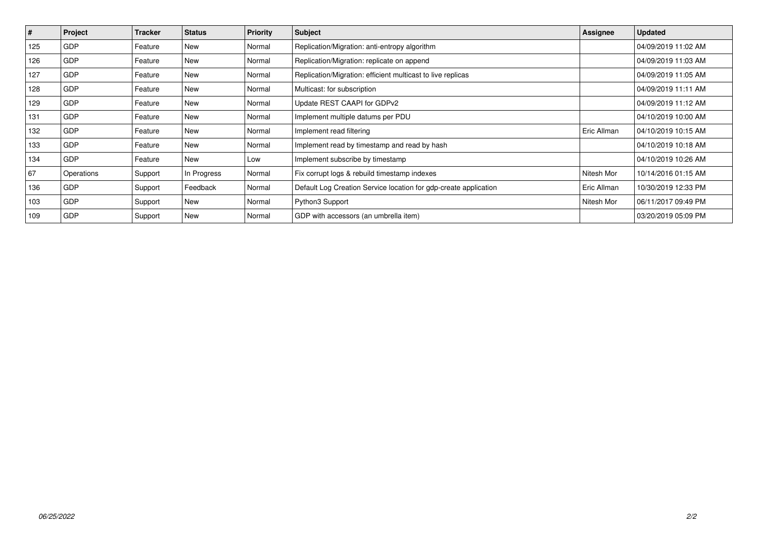| # | Project | Tracker | Status | Priority | Subject | Assignee | Updated |
|---|---|---|---|---|---|---|---|
| 125 | GDP | Feature | New | Normal | Replication/Migration: anti-entropy algorithm | | 04/09/2019 11:02 AM |
| 126 | GDP | Feature | New | Normal | Replication/Migration: replicate on append | | 04/09/2019 11:03 AM |
| 127 | GDP | Feature | New | Normal | Replication/Migration: efficient multicast to live replicas | | 04/09/2019 11:05 AM |
| 128 | GDP | Feature | New | Normal | Multicast: for subscription | | 04/09/2019 11:11 AM |
| 129 | GDP | Feature | New | Normal | Update REST CAAPI for GDPv2 | | 04/09/2019 11:12 AM |
| 131 | GDP | Feature | New | Normal | Implement multiple datums per PDU | | 04/10/2019 10:00 AM |
| 132 | GDP | Feature | New | Normal | Implement read filtering | Eric Allman | 04/10/2019 10:15 AM |
| 133 | GDP | Feature | New | Normal | Implement read by timestamp and read by hash | | 04/10/2019 10:18 AM |
| 134 | GDP | Feature | New | Low | Implement subscribe by timestamp | | 04/10/2019 10:26 AM |
| 67 | Operations | Support | In Progress | Normal | Fix corrupt logs & rebuild timestamp indexes | Nitesh Mor | 10/14/2016 01:15 AM |
| 136 | GDP | Support | Feedback | Normal | Default Log Creation Service location for gdp-create application | Eric Allman | 10/30/2019 12:33 PM |
| 103 | GDP | Support | New | Normal | Python3 Support | Nitesh Mor | 06/11/2017 09:49 PM |
| 109 | GDP | Support | New | Normal | GDP with accessors (an umbrella item) | | 03/20/2019 05:09 PM |